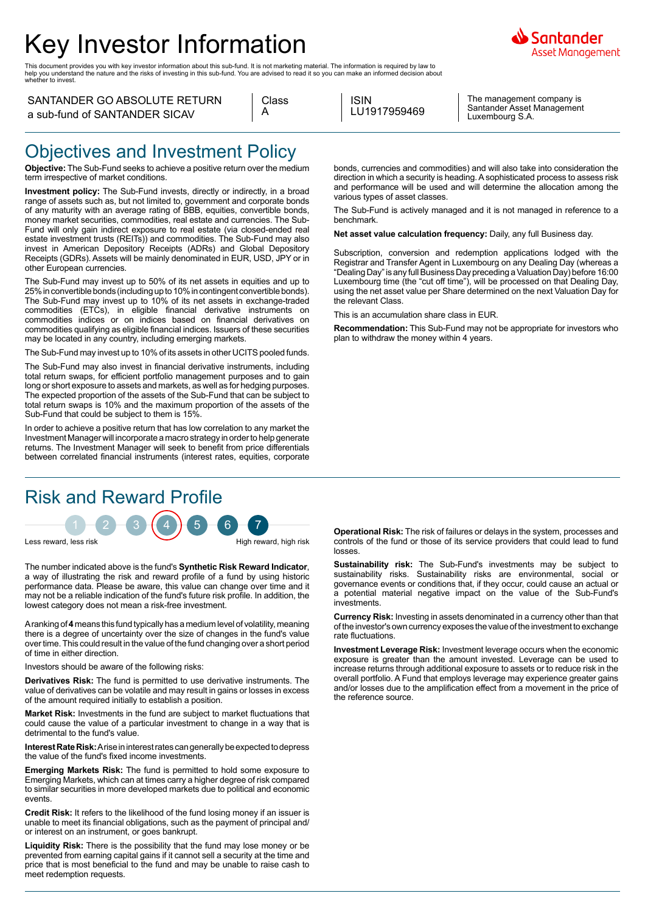# Key Investor Information

Santander Asset Management

This document provides you with key investor information about this sub-fund. It is not marketing material. The information is required by law to help you understand the nature and the risks of investing in this sub-fund. You are advised to read it so you can make an informed decision about whether to invest.

| SANTANDER GO ABSOLUTE RETURN a sub-fund of SANTANDER SICAV | Class A | ISIN LU1917959469 | The management company is Santander Asset Management Luxembourg S.A. |
|---|---|---|---|

## Objectives and Investment Policy

**Objective:** The Sub-Fund seeks to achieve a positive return over the medium term irrespective of market conditions.

**Investment policy:** The Sub-Fund invests, directly or indirectly, in a broad range of assets such as, but not limited to, government and corporate bonds of any maturity with an average rating of BBB, equities, convertible bonds, money market securities, commodities, real estate and currencies. The Sub-Fund will only gain indirect exposure to real estate (via closed-ended real estate investment trusts (REITs)) and commodities. The Sub-Fund may also invest in American Depository Receipts (ADRs) and Global Depository Receipts (GDRs). Assets will be mainly denominated in EUR, USD, JPY or in other European currencies.

The Sub-Fund may invest up to 50% of its net assets in equities and up to 25% in convertible bonds (including up to 10% in contingent convertible bonds). The Sub-Fund may invest up to 10% of its net assets in exchange-traded commodities (ETCs), in eligible financial derivative instruments on commodities indices or on indices based on financial derivatives on commodities qualifying as eligible financial indices. Issuers of these securities may be located in any country, including emerging markets.

The Sub-Fund may invest up to 10% of its assets in other UCITS pooled funds.

The Sub-Fund may also invest in financial derivative instruments, including total return swaps, for efficient portfolio management purposes and to gain long or short exposure to assets and markets, as well as for hedging purposes. The expected proportion of the assets of the Sub-Fund that can be subject to total return swaps is 10% and the maximum proportion of the assets of the Sub-Fund that could be subject to them is 15%.

In order to achieve a positive return that has low correlation to any market the Investment Manager will incorporate a macro strategy in order to help generate returns. The Investment Manager will seek to benefit from price differentials between correlated financial instruments (interest rates, equities, corporate bonds, currencies and commodities) and will also take into consideration the direction in which a security is heading. A sophisticated process to assess risk and performance will be used and will determine the allocation among the various types of asset classes.

The Sub-Fund is actively managed and it is not managed in reference to a benchmark.

**Net asset value calculation frequency:** Daily, any full Business day.

Subscription, conversion and redemption applications lodged with the Registrar and Transfer Agent in Luxembourg on any Dealing Day (whereas a "Dealing Day" is any full Business Day preceding a Valuation Day) before 16:00 Luxembourg time (the "cut off time"), will be processed on that Dealing Day, using the net asset value per Share determined on the next Valuation Day for the relevant Class.

This is an accumulation share class in EUR.

**Recommendation:** This Sub-Fund may not be appropriate for investors who plan to withdraw the money within 4 years.

## Risk and Reward Profile

1 2 3 **[4]** 5 6 7

Less reward, less risk — High reward, high risk

The number indicated above is the fund's **Synthetic Risk Reward Indicator**, a way of illustrating the risk and reward profile of a fund by using historic performance data. Please be aware, this value can change over time and it may not be a reliable indication of the fund's future risk profile. In addition, the lowest category does not mean a risk-free investment.

A ranking of **4** means this fund typically has a medium level of volatility, meaning there is a degree of uncertainty over the scale of changes in the fund's value over time. This could result in the value of the fund changing over a short period of time in either direction.

Investors should be aware of the following risks:

**Derivatives Risk:** The fund is permitted to use derivative instruments. The value of derivatives can be volatile and may result in gains or losses in excess of the amount required initially to establish a position.

**Market Risk:** Investments in the fund are subject to market fluctuations that could cause the value of a particular investment to change in a way that is detrimental to the fund's value.

**Interest Rate Risk:** A rise in interest rates can generally be expected to depress the value of the fund's fixed income investments.

**Emerging Markets Risk:** The fund is permitted to hold some exposure to Emerging Markets, which can at times carry a higher degree of risk compared to similar securities in more developed markets due to political and economic events.

**Credit Risk:** It refers to the likelihood of the fund losing money if an issuer is unable to meet its financial obligations, such as the payment of principal and/or interest on an instrument, or goes bankrupt.

**Liquidity Risk:** There is the possibility that the fund may lose money or be prevented from earning capital gains if it cannot sell a security at the time and price that is most beneficial to the fund and may be unable to raise cash to meet redemption requests.

**Operational Risk:** The risk of failures or delays in the system, processes and controls of the fund or those of its service providers that could lead to fund losses.

**Sustainability risk:** The Sub-Fund's investments may be subject to sustainability risks. Sustainability risks are environmental, social or governance events or conditions that, if they occur, could cause an actual or a potential material negative impact on the value of the Sub-Fund's investments.

**Currency Risk:** Investing in assets denominated in a currency other than that of the investor's own currency exposes the value of the investment to exchange rate fluctuations.

**Investment Leverage Risk:** Investment leverage occurs when the economic exposure is greater than the amount invested. Leverage can be used to increase returns through additional exposure to assets or to reduce risk in the overall portfolio. A Fund that employs leverage may experience greater gains and/or losses due to the amplification effect from a movement in the price of the reference source.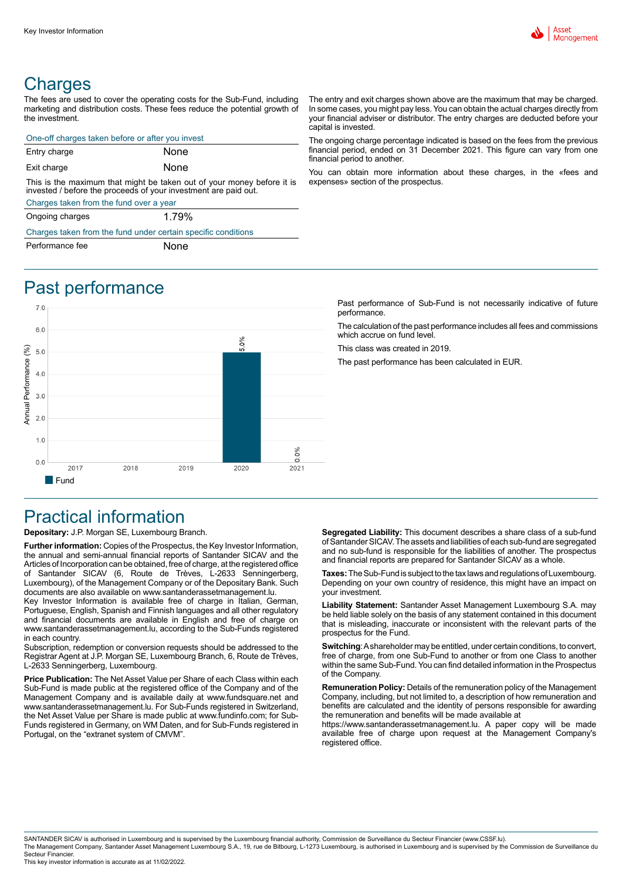# Charges

The fees are used to cover the operating costs for the Sub-Fund, including marketing and distribution costs. These fees reduce the potential growth of the investment.

| One-off charges taken before or after you invest | |
|---|---|
| Entry charge | None |
| Exit charge | None |
| This is the maximum that might be taken out of your money before it is invested / before the proceeds of your investment are paid out. | |
| **Charges taken from the fund over a year** | |
| Ongoing charges | 1.79% |
| **Charges taken from the fund under certain specific conditions** | |
| Performance fee | None |

The entry and exit charges shown above are the maximum that may be charged. In some cases, you might pay less. You can obtain the actual charges directly from your financial adviser or distributor. The entry charges are deducted before your capital is invested.

The ongoing charge percentage indicated is based on the fees from the previous financial period, ended on 31 December 2021. This figure can vary from one financial period to another.

You can obtain more information about these charges, in the «fees and expenses» section of the prospectus.

# Past performance

Annual Performance (%)
7.0
6.0
5.0
4.0
3.0
2.0
1.0
0.0
5.0%
0.0%
2017 2018 2019 2020 2021
Fund

Past performance of Sub-Fund is not necessarily indicative of future performance.

The calculation of the past performance includes all fees and commissions which accrue on fund level.

This class was created in 2019.

The past performance has been calculated in EUR.

# Practical information

**Depositary:** J.P. Morgan SE, Luxembourg Branch.

**Further information:** Copies of the Prospectus, the Key Investor Information, the annual and semi-annual financial reports of Santander SICAV and the Articles of Incorporation can be obtained, free of charge, at the registered office of Santander SICAV (6, Route de Trèves, L-2633 Senningerberg, Luxembourg), of the Management Company or of the Depositary Bank. Such documents are also available on www.santanderassetmanagement.lu.
Key Investor Information is available free of charge in Italian, German, Portuguese, English, Spanish and Finnish languages and all other regulatory and financial documents are available in English and free of charge on www.santanderassetmanagement.lu, according to the Sub-Funds registered in each country.
Subscription, redemption or conversion requests should be addressed to the Registrar Agent at J.P. Morgan SE, Luxembourg Branch, 6, Route de Trèves, L-2633 Senningerberg, Luxembourg.

**Price Publication:** The Net Asset Value per Share of each Class within each Sub-Fund is made public at the registered office of the Company and of the Management Company and is available daily at www.fundsquare.net and www.santanderassetmanagement.lu. For Sub-Funds registered in Switzerland, the Net Asset Value per Share is made public at www.fundinfo.com; for Sub-Funds registered in Germany, on WM Daten, and for Sub-Funds registered in Portugal, on the "extranet system of CMVM".

**Segregated Liability:** This document describes a share class of a sub-fund of Santander SICAV. The assets and liabilities of each sub-fund are segregated and no sub-fund is responsible for the liabilities of another. The prospectus and financial reports are prepared for Santander SICAV as a whole.

**Taxes:** The Sub-Fund is subject to the tax laws and regulations of Luxembourg. Depending on your own country of residence, this might have an impact on your investment.

**Liability Statement:** Santander Asset Management Luxembourg S.A. may be held liable solely on the basis of any statement contained in this document that is misleading, inaccurate or inconsistent with the relevant parts of the prospectus for the Fund.

**Switching**: A shareholder may be entitled, under certain conditions, to convert, free of charge, from one Sub-Fund to another or from one Class to another within the same Sub-Fund. You can find detailed information in the Prospectus of the Company.

**Remuneration Policy:** Details of the remuneration policy of the Management Company, including, but not limited to, a description of how remuneration and benefits are calculated and the identity of persons responsible for awarding the remuneration and benefits will be made available at https://www.santanderassetmanagement.lu. A paper copy will be made available free of charge upon request at the Management Company's registered office.

SANTANDER SICAV is authorised in Luxembourg and is supervised by the Luxembourg financial authority, Commission de Surveillance du Secteur Financier (www.CSSF.lu).
The Management Company, Santander Asset Management Luxembourg S.A., 19, rue de Bitbourg, L-1273 Luxembourg, is authorised in Luxembourg and is supervised by the Commission de Surveillance du Secteur Financier.
This key investor information is accurate as at 11/02/2022.